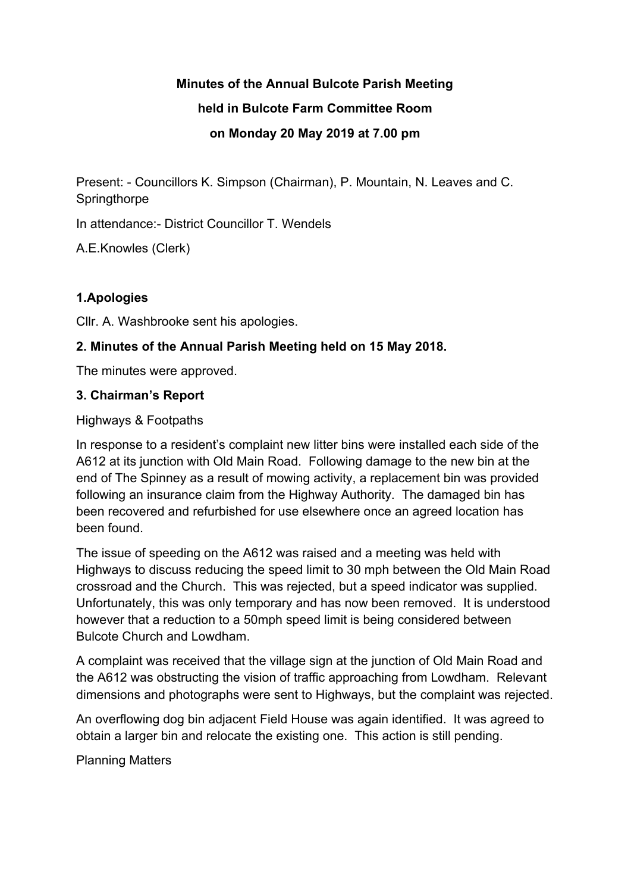**Minutes of the Annual Bulcote Parish Meeting**

**held in Bulcote Farm Committee Room**

**on Monday 20 May 2019 at 7.00 pm**

Present: - Councillors K. Simpson (Chairman), P. Mountain, N. Leaves and C. Springthorpe

In attendance:- District Councillor T. Wendels

A.E.Knowles (Clerk)

**1.Apologies**

Cllr. A. Washbrooke sent his apologies.

**2. Minutes of the Annual Parish Meeting held on 15 May 2018.**

The minutes were approved.

**3. Chairman's Report**

Highways & Footpaths

In response to a resident's complaint new litter bins were installed each side of the A612 at its junction with Old Main Road. Following damage to the new bin at the end of The Spinney as a result of mowing activity, a replacement bin was provided following an insurance claim from the Highway Authority. The damaged bin has been recovered and refurbished for use elsewhere once an agreed location has been found.

The issue of speeding on the A612 was raised and a meeting was held with Highways to discuss reducing the speed limit to 30 mph between the Old Main Road crossroad and the Church. This was rejected, but a speed indicator was supplied. Unfortunately, this was only temporary and has now been removed. It is understood however that a reduction to a 50mph speed limit is being considered between Bulcote Church and Lowdham.

A complaint was received that the village sign at the junction of Old Main Road and the A612 was obstructing the vision of traffic approaching from Lowdham. Relevant dimensions and photographs were sent to Highways, but the complaint was rejected.

An overflowing dog bin adjacent Field House was again identified. It was agreed to obtain a larger bin and relocate the existing one. This action is still pending.

Planning Matters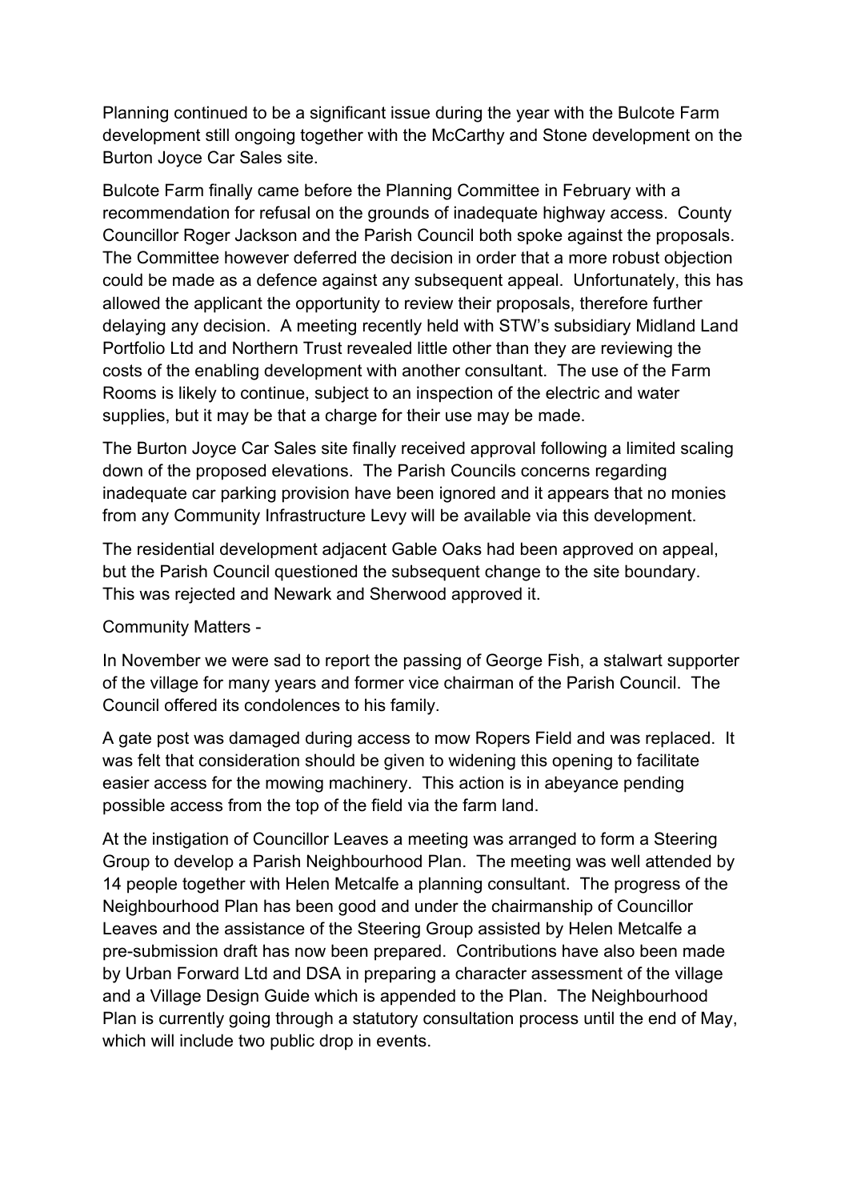Planning continued to be a significant issue during the year with the Bulcote Farm development still ongoing together with the McCarthy and Stone development on the Burton Joyce Car Sales site.

Bulcote Farm finally came before the Planning Committee in February with a recommendation for refusal on the grounds of inadequate highway access. County Councillor Roger Jackson and the Parish Council both spoke against the proposals. The Committee however deferred the decision in order that a more robust objection could be made as a defence against any subsequent appeal. Unfortunately, this has allowed the applicant the opportunity to review their proposals, therefore further delaying any decision. A meeting recently held with STW's subsidiary Midland Land Portfolio Ltd and Northern Trust revealed little other than they are reviewing the costs of the enabling development with another consultant. The use of the Farm Rooms is likely to continue, subject to an inspection of the electric and water supplies, but it may be that a charge for their use may be made.

The Burton Joyce Car Sales site finally received approval following a limited scaling down of the proposed elevations. The Parish Councils concerns regarding inadequate car parking provision have been ignored and it appears that no monies from any Community Infrastructure Levy will be available via this development.

The residential development adjacent Gable Oaks had been approved on appeal, but the Parish Council questioned the subsequent change to the site boundary. This was rejected and Newark and Sherwood approved it.

Community Matters -

In November we were sad to report the passing of George Fish, a stalwart supporter of the village for many years and former vice chairman of the Parish Council. The Council offered its condolences to his family.

A gate post was damaged during access to mow Ropers Field and was replaced. It was felt that consideration should be given to widening this opening to facilitate easier access for the mowing machinery. This action is in abeyance pending possible access from the top of the field via the farm land.

At the instigation of Councillor Leaves a meeting was arranged to form a Steering Group to develop a Parish Neighbourhood Plan. The meeting was well attended by 14 people together with Helen Metcalfe a planning consultant. The progress of the Neighbourhood Plan has been good and under the chairmanship of Councillor Leaves and the assistance of the Steering Group assisted by Helen Metcalfe a pre-submission draft has now been prepared. Contributions have also been made by Urban Forward Ltd and DSA in preparing a character assessment of the village and a Village Design Guide which is appended to the Plan. The Neighbourhood Plan is currently going through a statutory consultation process until the end of May, which will include two public drop in events.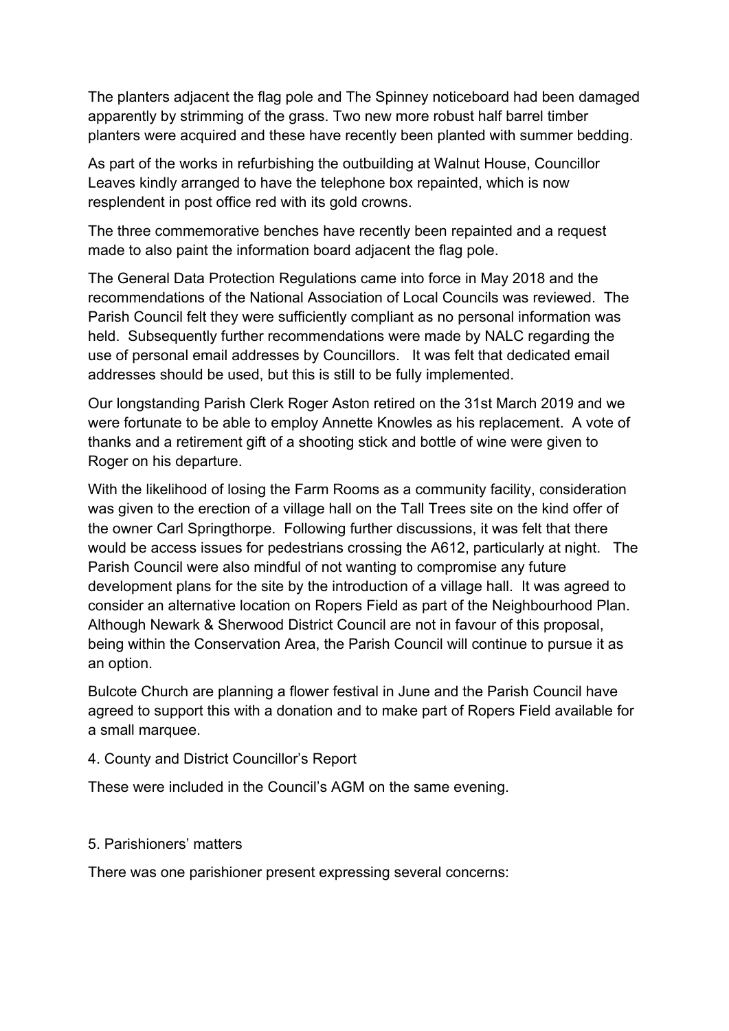The planters adjacent the flag pole and The Spinney noticeboard had been damaged apparently by strimming of the grass. Two new more robust half barrel timber planters were acquired and these have recently been planted with summer bedding.

As part of the works in refurbishing the outbuilding at Walnut House, Councillor Leaves kindly arranged to have the telephone box repainted, which is now resplendent in post office red with its gold crowns.

The three commemorative benches have recently been repainted and a request made to also paint the information board adjacent the flag pole.

The General Data Protection Regulations came into force in May 2018 and the recommendations of the National Association of Local Councils was reviewed. The Parish Council felt they were sufficiently compliant as no personal information was held. Subsequently further recommendations were made by NALC regarding the use of personal email addresses by Councillors. It was felt that dedicated email addresses should be used, but this is still to be fully implemented.

Our longstanding Parish Clerk Roger Aston retired on the 31st March 2019 and we were fortunate to be able to employ Annette Knowles as his replacement. A vote of thanks and a retirement gift of a shooting stick and bottle of wine were given to Roger on his departure.

With the likelihood of losing the Farm Rooms as a community facility, consideration was given to the erection of a village hall on the Tall Trees site on the kind offer of the owner Carl Springthorpe. Following further discussions, it was felt that there would be access issues for pedestrians crossing the A612, particularly at night. The Parish Council were also mindful of not wanting to compromise any future development plans for the site by the introduction of a village hall. It was agreed to consider an alternative location on Ropers Field as part of the Neighbourhood Plan. Although Newark & Sherwood District Council are not in favour of this proposal, being within the Conservation Area, the Parish Council will continue to pursue it as an option.

Bulcote Church are planning a flower festival in June and the Parish Council have agreed to support this with a donation and to make part of Ropers Field available for a small marquee.

4. County and District Councillor's Report

These were included in the Council's AGM on the same evening.

5. Parishioners' matters

There was one parishioner present expressing several concerns: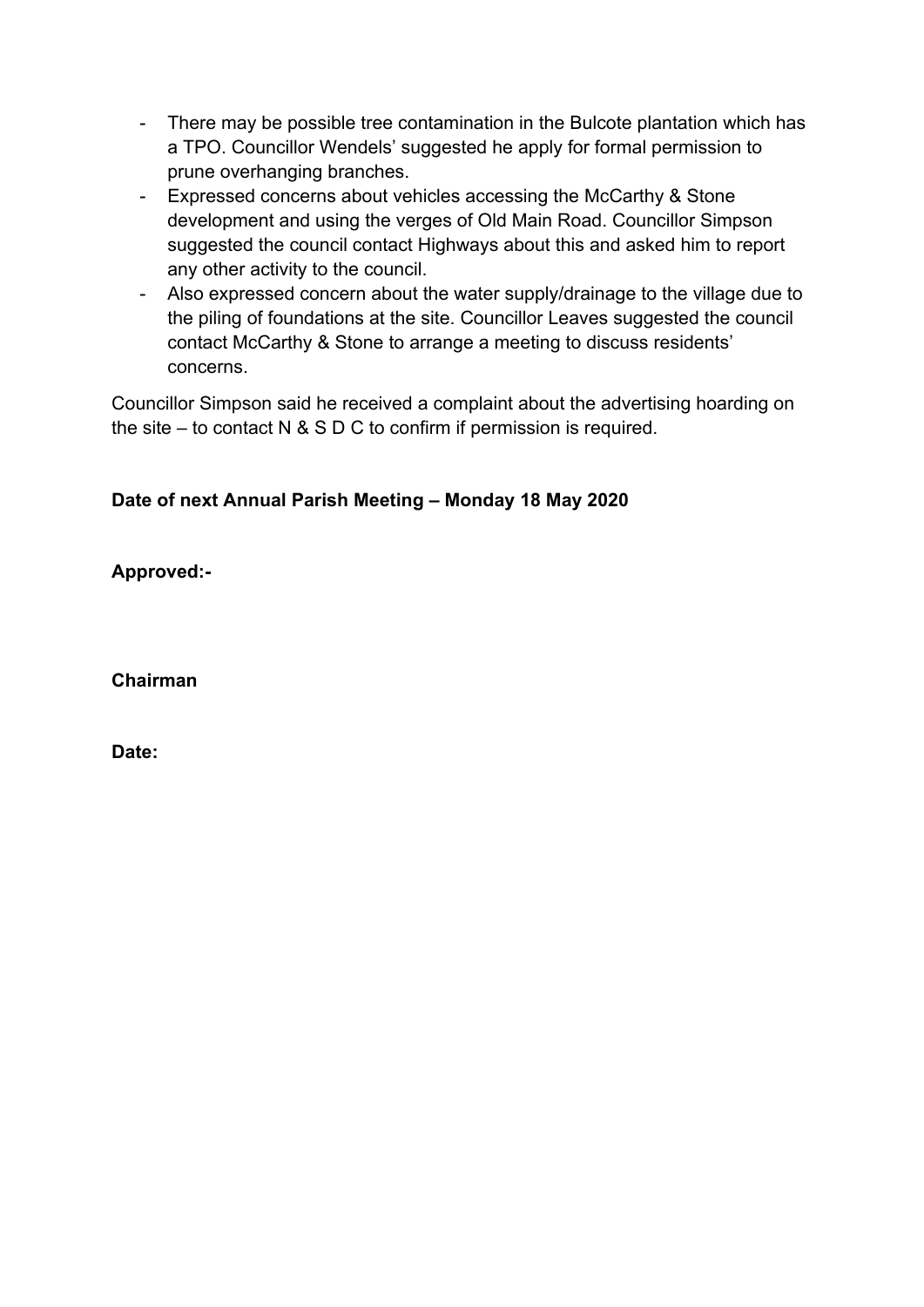- There may be possible tree contamination in the Bulcote plantation which has a TPO. Councillor Wendels' suggested he apply for formal permission to prune overhanging branches.
- Expressed concerns about vehicles accessing the McCarthy & Stone development and using the verges of Old Main Road. Councillor Simpson suggested the council contact Highways about this and asked him to report any other activity to the council.
- Also expressed concern about the water supply/drainage to the village due to the piling of foundations at the site. Councillor Leaves suggested the council contact McCarthy & Stone to arrange a meeting to discuss residents' concerns.

Councillor Simpson said he received a complaint about the advertising hoarding on the site – to contact N & S D C to confirm if permission is required.

**Date of next Annual Parish Meeting – Monday 18 May 2020**

**Approved:-**

**Chairman**

**Date:**